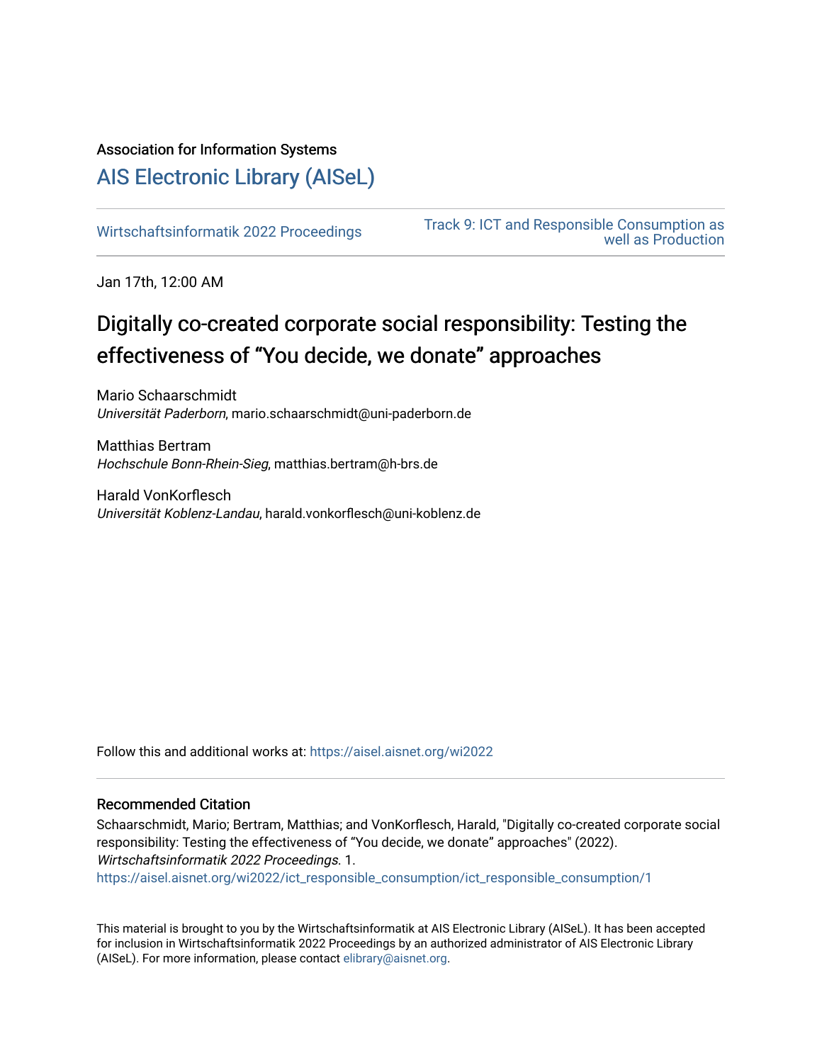Association for Information Systems

# AIS Electronic Library (AISeL)

Wirtschaftsinformatik 2022 Proceedings

Track 9: ICT and Responsible Consumption as well as Production

Jan 17th, 12:00 AM

## Digitally co-created corporate social responsibility: Testing the effectiveness of "You decide, we donate" approaches

Mario Schaarschmidt
*Universität Paderborn*, mario.schaarschmidt@uni-paderborn.de

Matthias Bertram
*Hochschule Bonn-Rhein-Sieg*, matthias.bertram@h-brs.de

Harald VonKorflesch
*Universität Koblenz-Landau*, harald.vonkorflesch@uni-koblenz.de

Follow this and additional works at: https://aisel.aisnet.org/wi2022

### Recommended Citation

Schaarschmidt, Mario; Bertram, Matthias; and VonKorflesch, Harald, "Digitally co-created corporate social responsibility: Testing the effectiveness of "You decide, we donate" approaches" (2022). *Wirtschaftsinformatik 2022 Proceedings*. 1.
https://aisel.aisnet.org/wi2022/ict_responsible_consumption/ict_responsible_consumption/1

This material is brought to you by the Wirtschaftsinformatik at AIS Electronic Library (AISeL). It has been accepted for inclusion in Wirtschaftsinformatik 2022 Proceedings by an authorized administrator of AIS Electronic Library (AISeL). For more information, please contact elibrary@aisnet.org.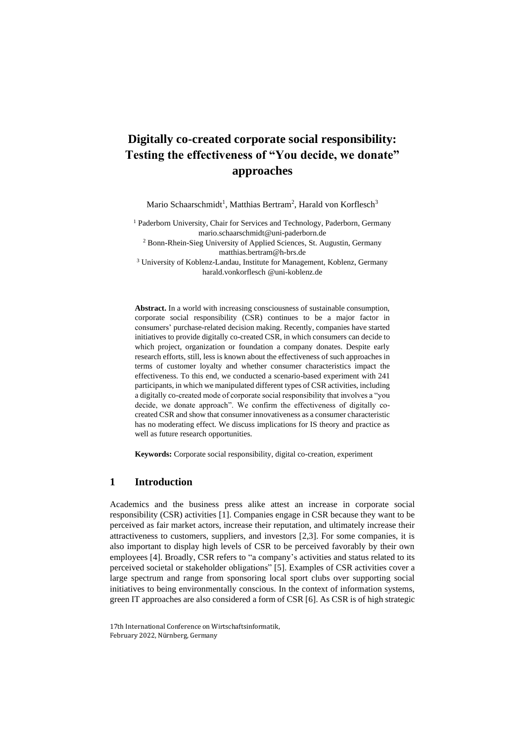# Digitally co-created corporate social responsibility: Testing the effectiveness of "You decide, we donate" approaches

Mario Schaarschmidt[1], Matthias Bertram[2], Harald von Korflesch[3]

[1] Paderborn University, Chair for Services and Technology, Paderborn, Germany
mario.schaarschmidt@uni-paderborn.de

[2] Bonn-Rhein-Sieg University of Applied Sciences, St. Augustin, Germany
matthias.bertram@h-brs.de

[3] University of Koblenz-Landau, Institute for Management, Koblenz, Germany
harald.vonkorflesch @uni-koblenz.de

**Abstract.** In a world with increasing consciousness of sustainable consumption, corporate social responsibility (CSR) continues to be a major factor in consumers' purchase-related decision making. Recently, companies have started initiatives to provide digitally co-created CSR, in which consumers can decide to which project, organization or foundation a company donates. Despite early research efforts, still, less is known about the effectiveness of such approaches in terms of customer loyalty and whether consumer characteristics impact the effectiveness. To this end, we conducted a scenario-based experiment with 241 participants, in which we manipulated different types of CSR activities, including a digitally co-created mode of corporate social responsibility that involves a "you decide, we donate approach". We confirm the effectiveness of digitally co-created CSR and show that consumer innovativeness as a consumer characteristic has no moderating effect. We discuss implications for IS theory and practice as well as future research opportunities.

**Keywords:** Corporate social responsibility, digital co-creation, experiment

## 1 Introduction

Academics and the business press alike attest an increase in corporate social responsibility (CSR) activities [1]. Companies engage in CSR because they want to be perceived as fair market actors, increase their reputation, and ultimately increase their attractiveness to customers, suppliers, and investors [2,3]. For some companies, it is also important to display high levels of CSR to be perceived favorably by their own employees [4]. Broadly, CSR refers to "a company's activities and status related to its perceived societal or stakeholder obligations" [5]. Examples of CSR activities cover a large spectrum and range from sponsoring local sport clubs over supporting social initiatives to being environmentally conscious. In the context of information systems, green IT approaches are also considered a form of CSR [6]. As CSR is of high strategic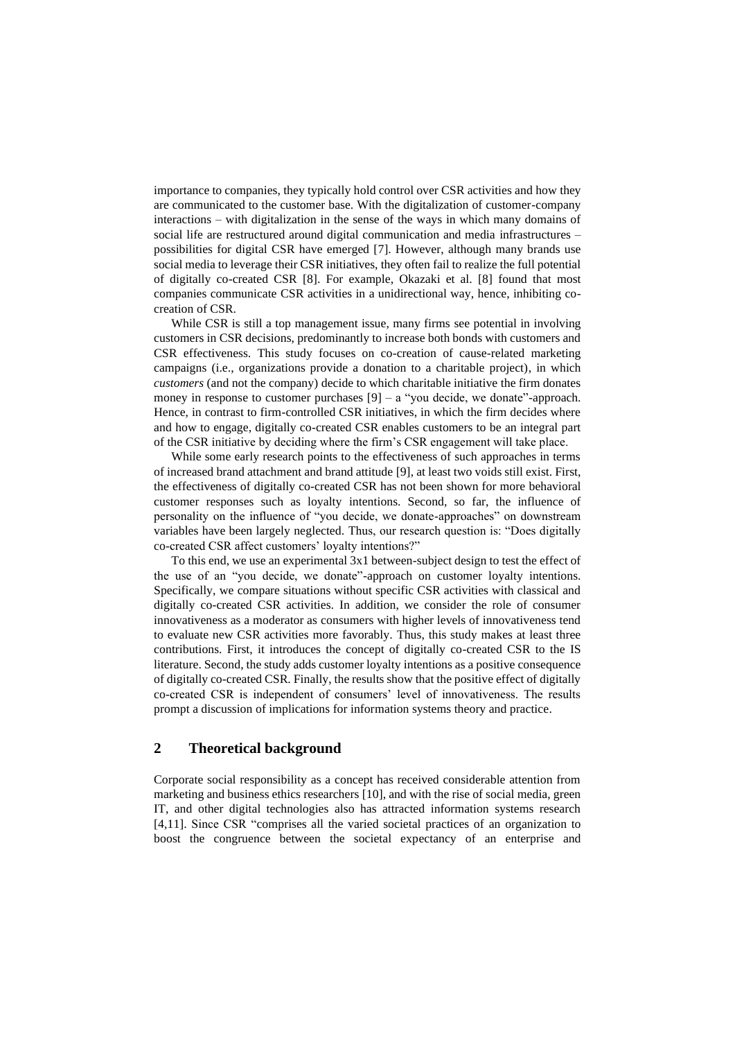importance to companies, they typically hold control over CSR activities and how they are communicated to the customer base. With the digitalization of customer-company interactions – with digitalization in the sense of the ways in which many domains of social life are restructured around digital communication and media infrastructures – possibilities for digital CSR have emerged [7]. However, although many brands use social media to leverage their CSR initiatives, they often fail to realize the full potential of digitally co-created CSR [8]. For example, Okazaki et al. [8] found that most companies communicate CSR activities in a unidirectional way, hence, inhibiting co-creation of CSR.

While CSR is still a top management issue, many firms see potential in involving customers in CSR decisions, predominantly to increase both bonds with customers and CSR effectiveness. This study focuses on co-creation of cause-related marketing campaigns (i.e., organizations provide a donation to a charitable project), in which *customers* (and not the company) decide to which charitable initiative the firm donates money in response to customer purchases [9] – a "you decide, we donate"-approach. Hence, in contrast to firm-controlled CSR initiatives, in which the firm decides where and how to engage, digitally co-created CSR enables customers to be an integral part of the CSR initiative by deciding where the firm's CSR engagement will take place.

While some early research points to the effectiveness of such approaches in terms of increased brand attachment and brand attitude [9], at least two voids still exist. First, the effectiveness of digitally co-created CSR has not been shown for more behavioral customer responses such as loyalty intentions. Second, so far, the influence of personality on the influence of "you decide, we donate-approaches" on downstream variables have been largely neglected. Thus, our research question is: "Does digitally co-created CSR affect customers' loyalty intentions?"

To this end, we use an experimental 3x1 between-subject design to test the effect of the use of an "you decide, we donate"-approach on customer loyalty intentions. Specifically, we compare situations without specific CSR activities with classical and digitally co-created CSR activities. In addition, we consider the role of consumer innovativeness as a moderator as consumers with higher levels of innovativeness tend to evaluate new CSR activities more favorably. Thus, this study makes at least three contributions. First, it introduces the concept of digitally co-created CSR to the IS literature. Second, the study adds customer loyalty intentions as a positive consequence of digitally co-created CSR. Finally, the results show that the positive effect of digitally co-created CSR is independent of consumers' level of innovativeness. The results prompt a discussion of implications for information systems theory and practice.

## 2 Theoretical background

Corporate social responsibility as a concept has received considerable attention from marketing and business ethics researchers [10], and with the rise of social media, green IT, and other digital technologies also has attracted information systems research [4,11]. Since CSR "comprises all the varied societal practices of an organization to boost the congruence between the societal expectancy of an enterprise and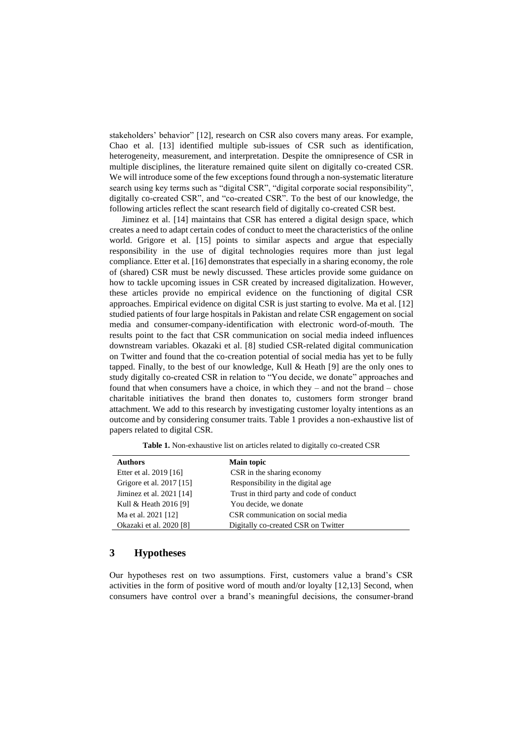stakeholders' behavior" [12], research on CSR also covers many areas. For example, Chao et al. [13] identified multiple sub-issues of CSR such as identification, heterogeneity, measurement, and interpretation. Despite the omnipresence of CSR in multiple disciplines, the literature remained quite silent on digitally co-created CSR. We will introduce some of the few exceptions found through a non-systematic literature search using key terms such as "digital CSR", "digital corporate social responsibility", digitally co-created CSR", and "co-created CSR". To the best of our knowledge, the following articles reflect the scant research field of digitally co-created CSR best.

Jiminez et al. [14] maintains that CSR has entered a digital design space, which creates a need to adapt certain codes of conduct to meet the characteristics of the online world. Grigore et al. [15] points to similar aspects and argue that especially responsibility in the use of digital technologies requires more than just legal compliance. Etter et al. [16] demonstrates that especially in a sharing economy, the role of (shared) CSR must be newly discussed. These articles provide some guidance on how to tackle upcoming issues in CSR created by increased digitalization. However, these articles provide no empirical evidence on the functioning of digital CSR approaches. Empirical evidence on digital CSR is just starting to evolve. Ma et al. [12] studied patients of four large hospitals in Pakistan and relate CSR engagement on social media and consumer-company-identification with electronic word-of-mouth. The results point to the fact that CSR communication on social media indeed influences downstream variables. Okazaki et al. [8] studied CSR-related digital communication on Twitter and found that the co-creation potential of social media has yet to be fully tapped. Finally, to the best of our knowledge, Kull & Heath [9] are the only ones to study digitally co-created CSR in relation to "You decide, we donate" approaches and found that when consumers have a choice, in which they – and not the brand – chose charitable initiatives the brand then donates to, customers form stronger brand attachment. We add to this research by investigating customer loyalty intentions as an outcome and by considering consumer traits. Table 1 provides a non-exhaustive list of papers related to digital CSR.

**Table 1.** Non-exhaustive list on articles related to digitally co-created CSR

| Authors | Main topic |
|---|---|
| Etter et al. 2019 [16] | CSR in the sharing economy |
| Grigore et al. 2017 [15] | Responsibility in the digital age |
| Jiminez et al. 2021 [14] | Trust in third party and code of conduct |
| Kull & Heath 2016 [9] | You decide, we donate |
| Ma et al. 2021 [12] | CSR communication on social media |
| Okazaki et al. 2020 [8] | Digitally co-created CSR on Twitter |

## 3 Hypotheses

Our hypotheses rest on two assumptions. First, customers value a brand's CSR activities in the form of positive word of mouth and/or loyalty [12,13] Second, when consumers have control over a brand's meaningful decisions, the consumer-brand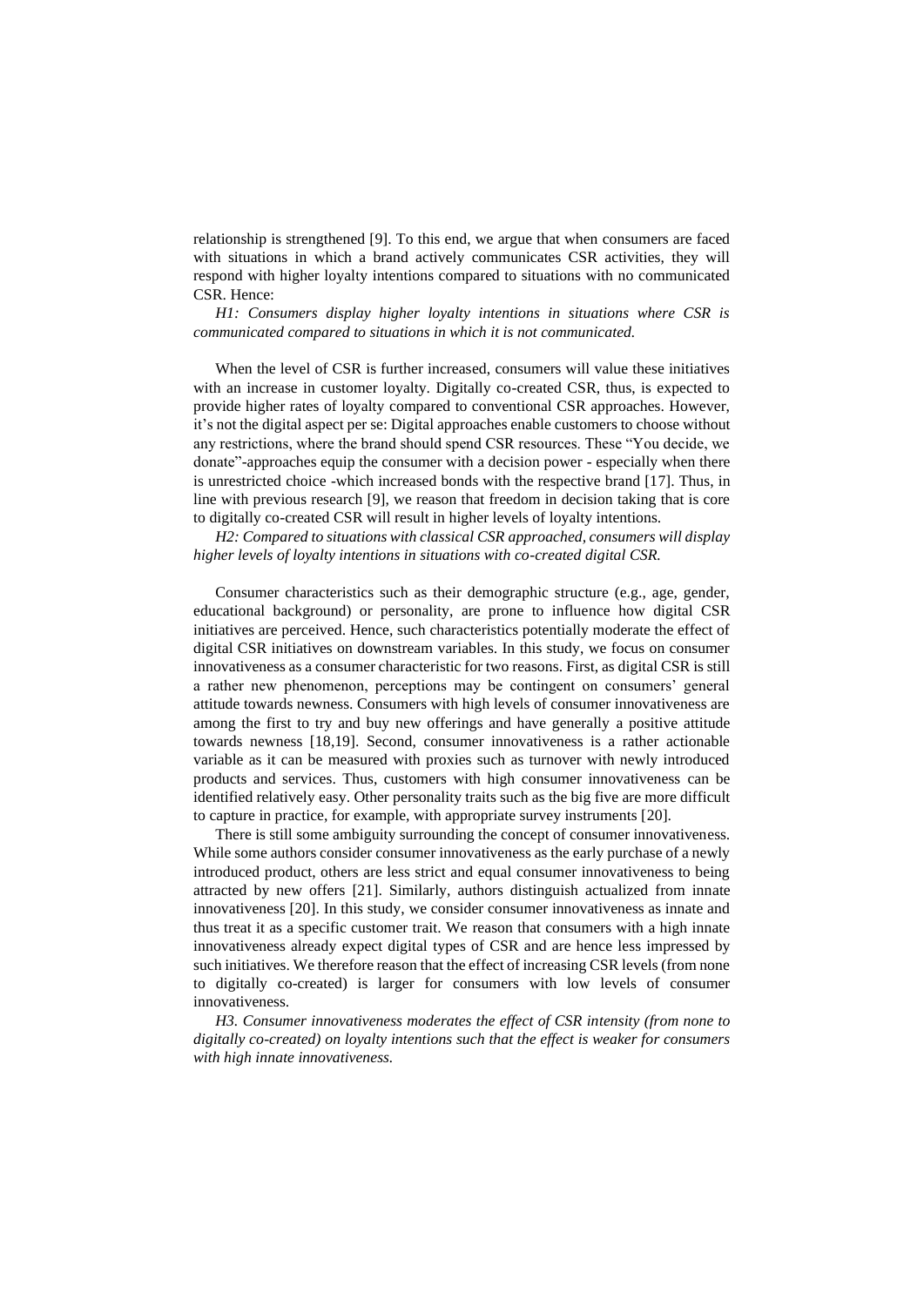relationship is strengthened [9]. To this end, we argue that when consumers are faced with situations in which a brand actively communicates CSR activities, they will respond with higher loyalty intentions compared to situations with no communicated CSR. Hence:

*H1: Consumers display higher loyalty intentions in situations where CSR is communicated compared to situations in which it is not communicated.*

When the level of CSR is further increased, consumers will value these initiatives with an increase in customer loyalty. Digitally co-created CSR, thus, is expected to provide higher rates of loyalty compared to conventional CSR approaches. However, it's not the digital aspect per se: Digital approaches enable customers to choose without any restrictions, where the brand should spend CSR resources. These "You decide, we donate"-approaches equip the consumer with a decision power - especially when there is unrestricted choice -which increased bonds with the respective brand [17]. Thus, in line with previous research [9], we reason that freedom in decision taking that is core to digitally co-created CSR will result in higher levels of loyalty intentions.

*H2: Compared to situations with classical CSR approached, consumers will display higher levels of loyalty intentions in situations with co-created digital CSR.*

Consumer characteristics such as their demographic structure (e.g., age, gender, educational background) or personality, are prone to influence how digital CSR initiatives are perceived. Hence, such characteristics potentially moderate the effect of digital CSR initiatives on downstream variables. In this study, we focus on consumer innovativeness as a consumer characteristic for two reasons. First, as digital CSR is still a rather new phenomenon, perceptions may be contingent on consumers' general attitude towards newness. Consumers with high levels of consumer innovativeness are among the first to try and buy new offerings and have generally a positive attitude towards newness [18,19]. Second, consumer innovativeness is a rather actionable variable as it can be measured with proxies such as turnover with newly introduced products and services. Thus, customers with high consumer innovativeness can be identified relatively easy. Other personality traits such as the big five are more difficult to capture in practice, for example, with appropriate survey instruments [20].

There is still some ambiguity surrounding the concept of consumer innovativeness. While some authors consider consumer innovativeness as the early purchase of a newly introduced product, others are less strict and equal consumer innovativeness to being attracted by new offers [21]. Similarly, authors distinguish actualized from innate innovativeness [20]. In this study, we consider consumer innovativeness as innate and thus treat it as a specific customer trait. We reason that consumers with a high innate innovativeness already expect digital types of CSR and are hence less impressed by such initiatives. We therefore reason that the effect of increasing CSR levels (from none to digitally co-created) is larger for consumers with low levels of consumer innovativeness.

*H3. Consumer innovativeness moderates the effect of CSR intensity (from none to digitally co-created) on loyalty intentions such that the effect is weaker for consumers with high innate innovativeness.*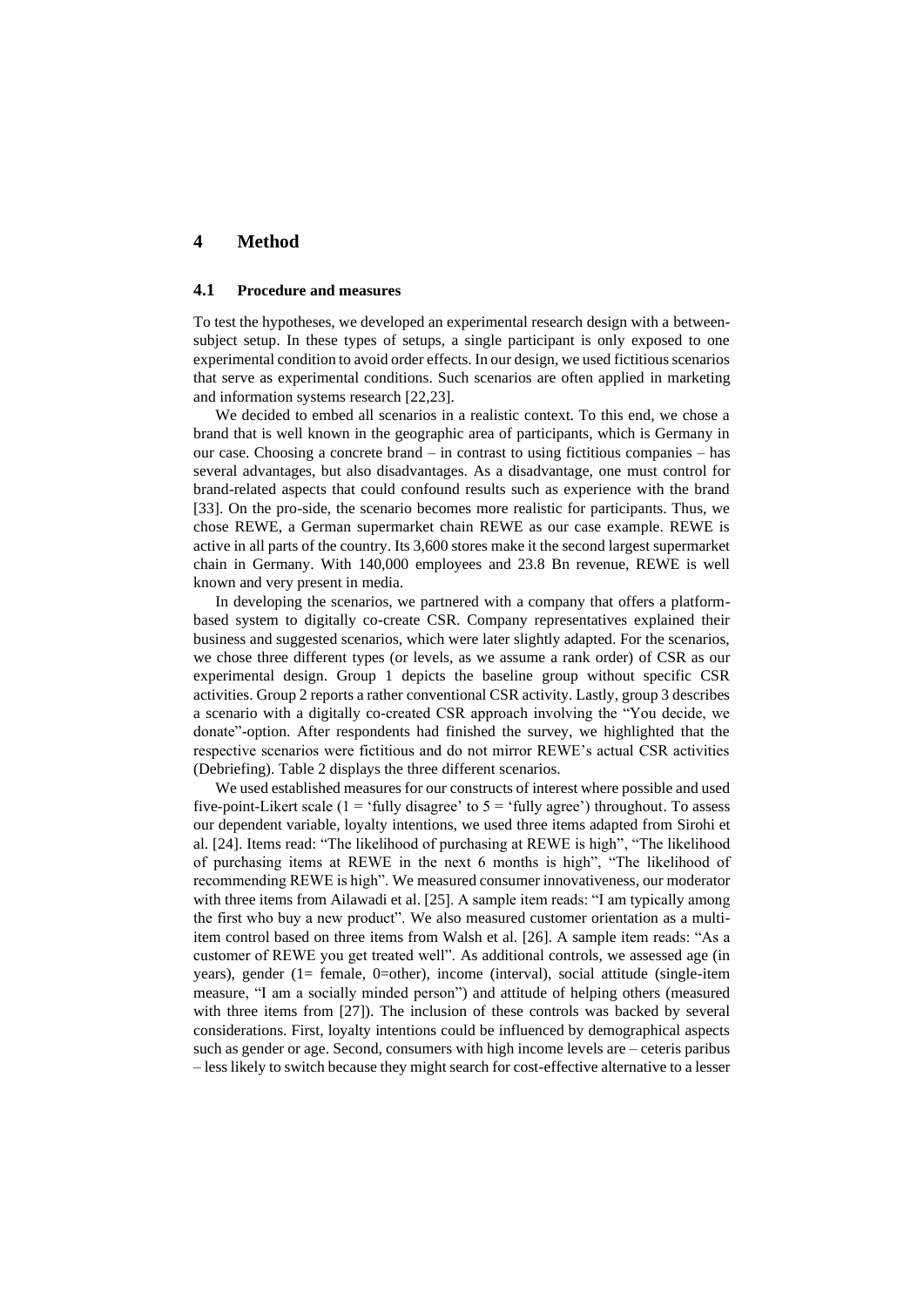## 4 Method

### 4.1 Procedure and measures

To test the hypotheses, we developed an experimental research design with a between-subject setup. In these types of setups, a single participant is only exposed to one experimental condition to avoid order effects. In our design, we used fictitious scenarios that serve as experimental conditions. Such scenarios are often applied in marketing and information systems research [22,23].

We decided to embed all scenarios in a realistic context. To this end, we chose a brand that is well known in the geographic area of participants, which is Germany in our case. Choosing a concrete brand – in contrast to using fictitious companies – has several advantages, but also disadvantages. As a disadvantage, one must control for brand-related aspects that could confound results such as experience with the brand [33]. On the pro-side, the scenario becomes more realistic for participants. Thus, we chose REWE, a German supermarket chain REWE as our case example. REWE is active in all parts of the country. Its 3,600 stores make it the second largest supermarket chain in Germany. With 140,000 employees and 23.8 Bn revenue, REWE is well known and very present in media.

In developing the scenarios, we partnered with a company that offers a platform-based system to digitally co-create CSR. Company representatives explained their business and suggested scenarios, which were later slightly adapted. For the scenarios, we chose three different types (or levels, as we assume a rank order) of CSR as our experimental design. Group 1 depicts the baseline group without specific CSR activities. Group 2 reports a rather conventional CSR activity. Lastly, group 3 describes a scenario with a digitally co-created CSR approach involving the "You decide, we donate"-option. After respondents had finished the survey, we highlighted that the respective scenarios were fictitious and do not mirror REWE's actual CSR activities (Debriefing). Table 2 displays the three different scenarios.

We used established measures for our constructs of interest where possible and used five-point-Likert scale (1 = 'fully disagree' to 5 = 'fully agree') throughout. To assess our dependent variable, loyalty intentions, we used three items adapted from Sirohi et al. [24]. Items read: "The likelihood of purchasing at REWE is high", "The likelihood of purchasing items at REWE in the next 6 months is high", "The likelihood of recommending REWE is high". We measured consumer innovativeness, our moderator with three items from Ailawadi et al. [25]. A sample item reads: "I am typically among the first who buy a new product". We also measured customer orientation as a multi-item control based on three items from Walsh et al. [26]. A sample item reads: "As a customer of REWE you get treated well". As additional controls, we assessed age (in years), gender (1= female, 0=other), income (interval), social attitude (single-item measure, "I am a socially minded person") and attitude of helping others (measured with three items from [27]). The inclusion of these controls was backed by several considerations. First, loyalty intentions could be influenced by demographical aspects such as gender or age. Second, consumers with high income levels are – ceteris paribus – less likely to switch because they might search for cost-effective alternative to a lesser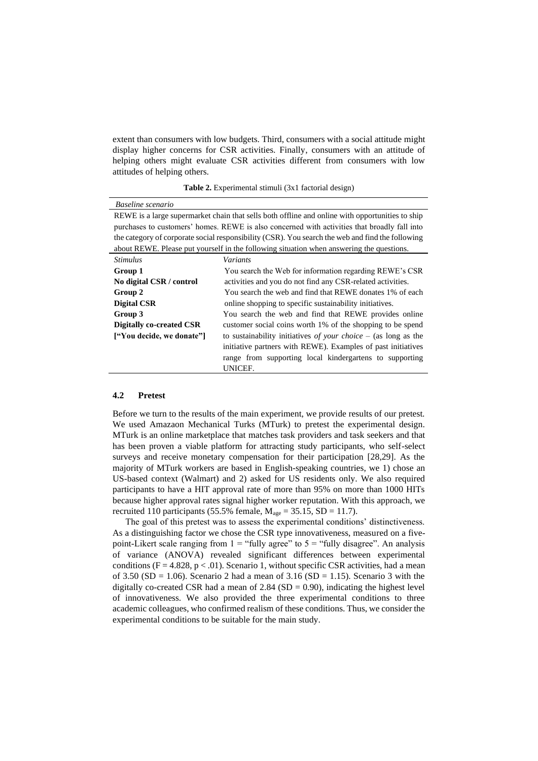extent than consumers with low budgets. Third, consumers with a social attitude might display higher concerns for CSR activities. Finally, consumers with an attitude of helping others might evaluate CSR activities different from consumers with low attitudes of helping others.

**Table 2.** Experimental stimuli (3x1 factorial design)

| *Baseline scenario* | |
|---|---|
| REWE is a large supermarket chain that sells both offline and online with opportunities to ship purchases to customers' homes. REWE is also concerned with activities that broadly fall into the category of corporate social responsibility (CSR). You search the web and find the following about REWE. Please put yourself in the following situation when answering the questions. | |
| *Stimulus* | *Variants* |
| **Group 1** **No digital CSR / control** | You search the Web for information regarding REWE's CSR activities and you do not find any CSR-related activities. |
| **Group 2** **Digital CSR** | You search the web and find that REWE donates 1% of each online shopping to specific sustainability initiatives. |
| **Group 3** **Digitally co-created CSR** **["You decide, we donate"]** | You search the web and find that REWE provides online customer social coins worth 1% of the shopping to be spend to sustainability initiatives *of your choice* – (as long as the initiative partners with REWE). Examples of past initiatives range from supporting local kindergartens to supporting UNICEF. |

### 4.2 Pretest

Before we turn to the results of the main experiment, we provide results of our pretest. We used Amazaon Mechanical Turks (MTurk) to pretest the experimental design. MTurk is an online marketplace that matches task providers and task seekers and that has been proven a viable platform for attracting study participants, who self-select surveys and receive monetary compensation for their participation [28,29]. As the majority of MTurk workers are based in English-speaking countries, we 1) chose an US-based context (Walmart) and 2) asked for US residents only. We also required participants to have a HIT approval rate of more than 95% on more than 1000 HITs because higher approval rates signal higher worker reputation. With this approach, we recruited 110 participants (55.5% female, $M_{age} = 35.15$, $SD = 11.7$).

The goal of this pretest was to assess the experimental conditions' distinctiveness. As a distinguishing factor we chose the CSR type innovativeness, measured on a five-point-Likert scale ranging from 1 = "fully agree" to 5 = "fully disagree". An analysis of variance (ANOVA) revealed significant differences between experimental conditions ($F = 4.828$, $p < .01$). Scenario 1, without specific CSR activities, had a mean of 3.50 ($SD = 1.06$). Scenario 2 had a mean of 3.16 ($SD = 1.15$). Scenario 3 with the digitally co-created CSR had a mean of 2.84 ($SD = 0.90$), indicating the highest level of innovativeness. We also provided the three experimental conditions to three academic colleagues, who confirmed realism of these conditions. Thus, we consider the experimental conditions to be suitable for the main study.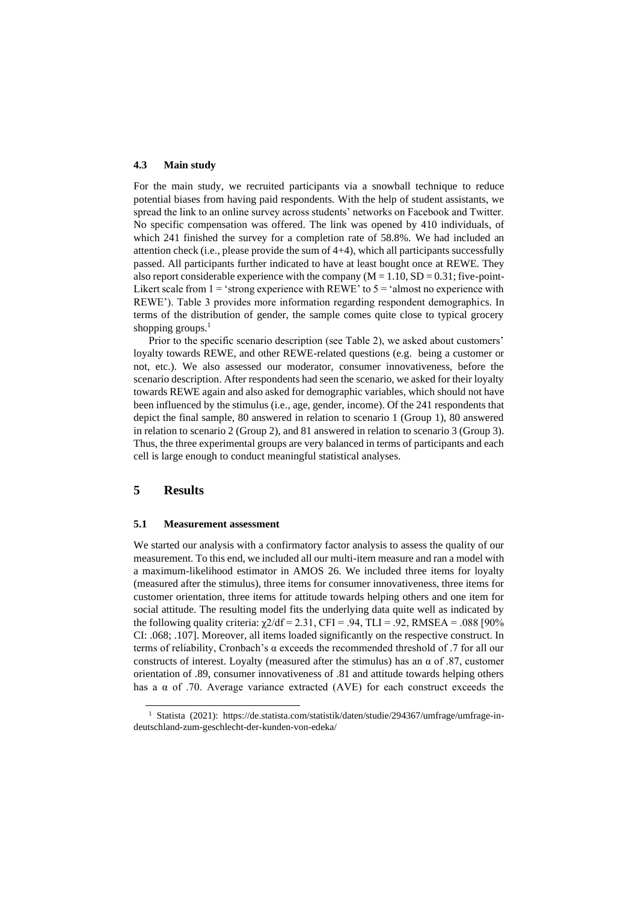### 4.3 Main study

For the main study, we recruited participants via a snowball technique to reduce potential biases from having paid respondents. With the help of student assistants, we spread the link to an online survey across students' networks on Facebook and Twitter. No specific compensation was offered. The link was opened by 410 individuals, of which 241 finished the survey for a completion rate of 58.8%. We had included an attention check (i.e., please provide the sum of 4+4), which all participants successfully passed. All participants further indicated to have at least bought once at REWE. They also report considerable experience with the company ($M = 1.10$, $SD = 0.31$; five-point-Likert scale from 1 = 'strong experience with REWE' to 5 = 'almost no experience with REWE'). Table 3 provides more information regarding respondent demographics. In terms of the distribution of gender, the sample comes quite close to typical grocery shopping groups.[1]

Prior to the specific scenario description (see Table 2), we asked about customers' loyalty towards REWE, and other REWE-related questions (e.g. being a customer or not, etc.). We also assessed our moderator, consumer innovativeness, before the scenario description. After respondents had seen the scenario, we asked for their loyalty towards REWE again and also asked for demographic variables, which should not have been influenced by the stimulus (i.e., age, gender, income). Of the 241 respondents that depict the final sample, 80 answered in relation to scenario 1 (Group 1), 80 answered in relation to scenario 2 (Group 2), and 81 answered in relation to scenario 3 (Group 3). Thus, the three experimental groups are very balanced in terms of participants and each cell is large enough to conduct meaningful statistical analyses.

## 5 Results

### 5.1 Measurement assessment

We started our analysis with a confirmatory factor analysis to assess the quality of our measurement. To this end, we included all our multi-item measure and ran a model with a maximum-likelihood estimator in AMOS 26. We included three items for loyalty (measured after the stimulus), three items for consumer innovativeness, three items for customer orientation, three items for attitude towards helping others and one item for social attitude. The resulting model fits the underlying data quite well as indicated by the following quality criteria: $\chi 2/df = 2.31$, $CFI = .94$, $TLI = .92$, $RMSEA = .088$ [90% CI: .068; .107]. Moreover, all items loaded significantly on the respective construct. In terms of reliability, Cronbach's $\alpha$ exceeds the recommended threshold of .7 for all our constructs of interest. Loyalty (measured after the stimulus) has an $\alpha$ of .87, customer orientation of .89, consumer innovativeness of .81 and attitude towards helping others has a $\alpha$ of .70. Average variance extracted (AVE) for each construct exceeds the

[1] Statista (2021): https://de.statista.com/statistik/daten/studie/294367/umfrage/umfrage-in-deutschland-zum-geschlecht-der-kunden-von-edeka/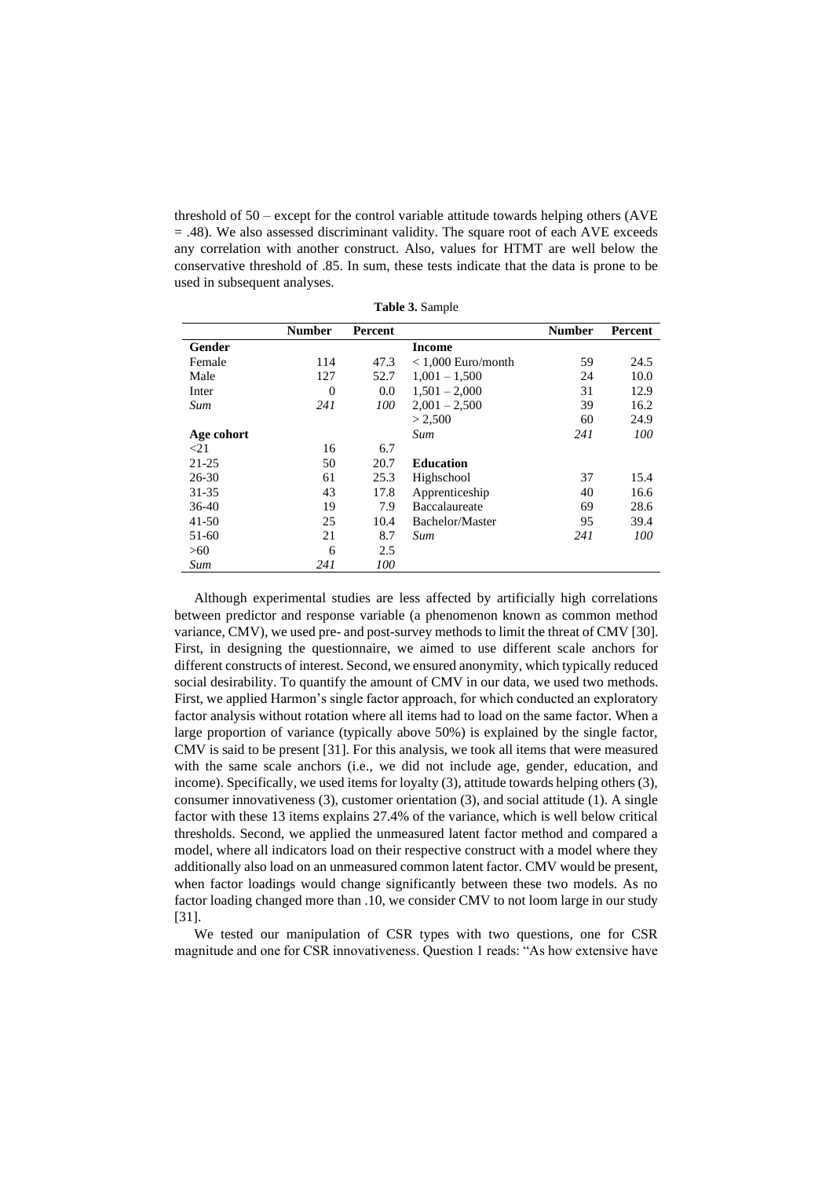threshold of 50 – except for the control variable attitude towards helping others (AVE = .48). We also assessed discriminant validity. The square root of each AVE exceeds any correlation with another construct. Also, values for HTMT are well below the conservative threshold of .85. In sum, these tests indicate that the data is prone to be used in subsequent analyses.

**Table 3.** Sample

| | Number | Percent | | Number | Percent |
|---|---|---|---|---|---|
| **Gender** | | | **Income** | | |
| Female | 114 | 47.3 | < 1,000 Euro/month | 59 | 24.5 |
| Male | 127 | 52.7 | 1,001 – 1,500 | 24 | 10.0 |
| Inter | 0 | 0.0 | 1,501 – 2,000 | 31 | 12.9 |
| *Sum* | *241* | *100* | 2,001 – 2,500 | 39 | 16.2 |
| | | | > 2,500 | 60 | 24.9 |
| **Age cohort** | | | *Sum* | *241* | *100* |
| <21 | 16 | 6.7 | | | |
| 21-25 | 50 | 20.7 | **Education** | | |
| 26-30 | 61 | 25.3 | Highschool | 37 | 15.4 |
| 31-35 | 43 | 17.8 | Apprenticeship | 40 | 16.6 |
| 36-40 | 19 | 7.9 | Baccalaureate | 69 | 28.6 |
| 41-50 | 25 | 10.4 | Bachelor/Master | 95 | 39.4 |
| 51-60 | 21 | 8.7 | *Sum* | *241* | *100* |
| >60 | 6 | 2.5 | | | |
| *Sum* | *241* | *100* | | | |

Although experimental studies are less affected by artificially high correlations between predictor and response variable (a phenomenon known as common method variance, CMV), we used pre- and post-survey methods to limit the threat of CMV [30]. First, in designing the questionnaire, we aimed to use different scale anchors for different constructs of interest. Second, we ensured anonymity, which typically reduced social desirability. To quantify the amount of CMV in our data, we used two methods. First, we applied Harmon's single factor approach, for which conducted an exploratory factor analysis without rotation where all items had to load on the same factor. When a large proportion of variance (typically above 50%) is explained by the single factor, CMV is said to be present [31]. For this analysis, we took all items that were measured with the same scale anchors (i.e., we did not include age, gender, education, and income). Specifically, we used items for loyalty (3), attitude towards helping others (3), consumer innovativeness (3), customer orientation (3), and social attitude (1). A single factor with these 13 items explains 27.4% of the variance, which is well below critical thresholds. Second, we applied the unmeasured latent factor method and compared a model, where all indicators load on their respective construct with a model where they additionally also load on an unmeasured common latent factor. CMV would be present, when factor loadings would change significantly between these two models. As no factor loading changed more than .10, we consider CMV to not loom large in our study [31].

We tested our manipulation of CSR types with two questions, one for CSR magnitude and one for CSR innovativeness. Question 1 reads: "As how extensive have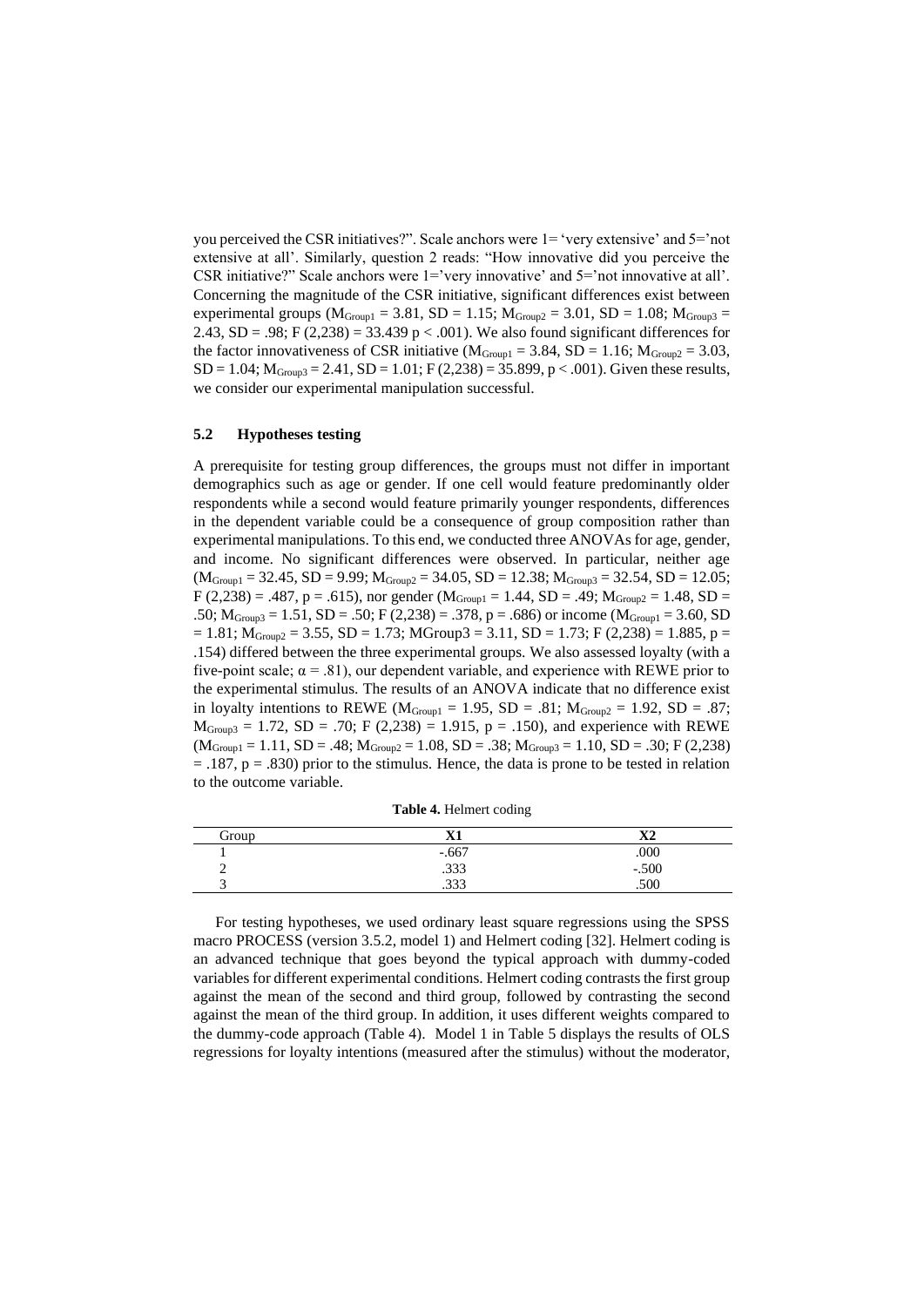you perceived the CSR initiatives?". Scale anchors were 1= 'very extensive' and 5='not extensive at all'. Similarly, question 2 reads: "How innovative did you perceive the CSR initiative?" Scale anchors were 1='very innovative' and 5='not innovative at all'. Concerning the magnitude of the CSR initiative, significant differences exist between experimental groups ($M_{Group1}$ = 3.81, SD = 1.15; $M_{Group2}$ = 3.01, SD = 1.08; $M_{Group3}$ = 2.43, SD = .98; F (2,238) = 33.439 p < .001). We also found significant differences for the factor innovativeness of CSR initiative ($M_{Group1}$ = 3.84, SD = 1.16; $M_{Group2}$ = 3.03, SD = 1.04; $M_{Group3}$ = 2.41, SD = 1.01; F (2,238) = 35.899, p < .001). Given these results, we consider our experimental manipulation successful.

### 5.2 Hypotheses testing

A prerequisite for testing group differences, the groups must not differ in important demographics such as age or gender. If one cell would feature predominantly older respondents while a second would feature primarily younger respondents, differences in the dependent variable could be a consequence of group composition rather than experimental manipulations. To this end, we conducted three ANOVAs for age, gender, and income. No significant differences were observed. In particular, neither age ($M_{Group1}$ = 32.45, SD = 9.99; $M_{Group2}$ = 34.05, SD = 12.38; $M_{Group3}$ = 32.54, SD = 12.05; F (2,238) = .487, p = .615), nor gender ($M_{Group1}$ = 1.44, SD = .49; $M_{Group2}$ = 1.48, SD = .50; $M_{Group3}$ = 1.51, SD = .50; F (2,238) = .378, p = .686) or income ($M_{Group1}$ = 3.60, SD = 1.81; $M_{Group2}$ = 3.55, SD = 1.73; MGroup3 = 3.11, SD = 1.73; F (2,238) = 1.885, p = .154) differed between the three experimental groups. We also assessed loyalty (with a five-point scale; α = .81), our dependent variable, and experience with REWE prior to the experimental stimulus. The results of an ANOVA indicate that no difference exist in loyalty intentions to REWE ($M_{Group1}$ = 1.95, SD = .81; $M_{Group2}$ = 1.92, SD = .87; $M_{Group3}$ = 1.72, SD = .70; F (2,238) = 1.915, p = .150), and experience with REWE ($M_{Group1}$ = 1.11, SD = .48; $M_{Group2}$ = 1.08, SD = .38; $M_{Group3}$ = 1.10, SD = .30; F (2,238) = .187, p = .830) prior to the stimulus. Hence, the data is prone to be tested in relation to the outcome variable.

**Table 4.** Helmert coding

| Group | X1 | X2 |
|---|---|---|
| 1 | -.667 | .000 |
| 2 | .333 | -.500 |
| 3 | .333 | .500 |

For testing hypotheses, we used ordinary least square regressions using the SPSS macro PROCESS (version 3.5.2, model 1) and Helmert coding [32]. Helmert coding is an advanced technique that goes beyond the typical approach with dummy-coded variables for different experimental conditions. Helmert coding contrasts the first group against the mean of the second and third group, followed by contrasting the second against the mean of the third group. In addition, it uses different weights compared to the dummy-code approach (Table 4). Model 1 in Table 5 displays the results of OLS regressions for loyalty intentions (measured after the stimulus) without the moderator,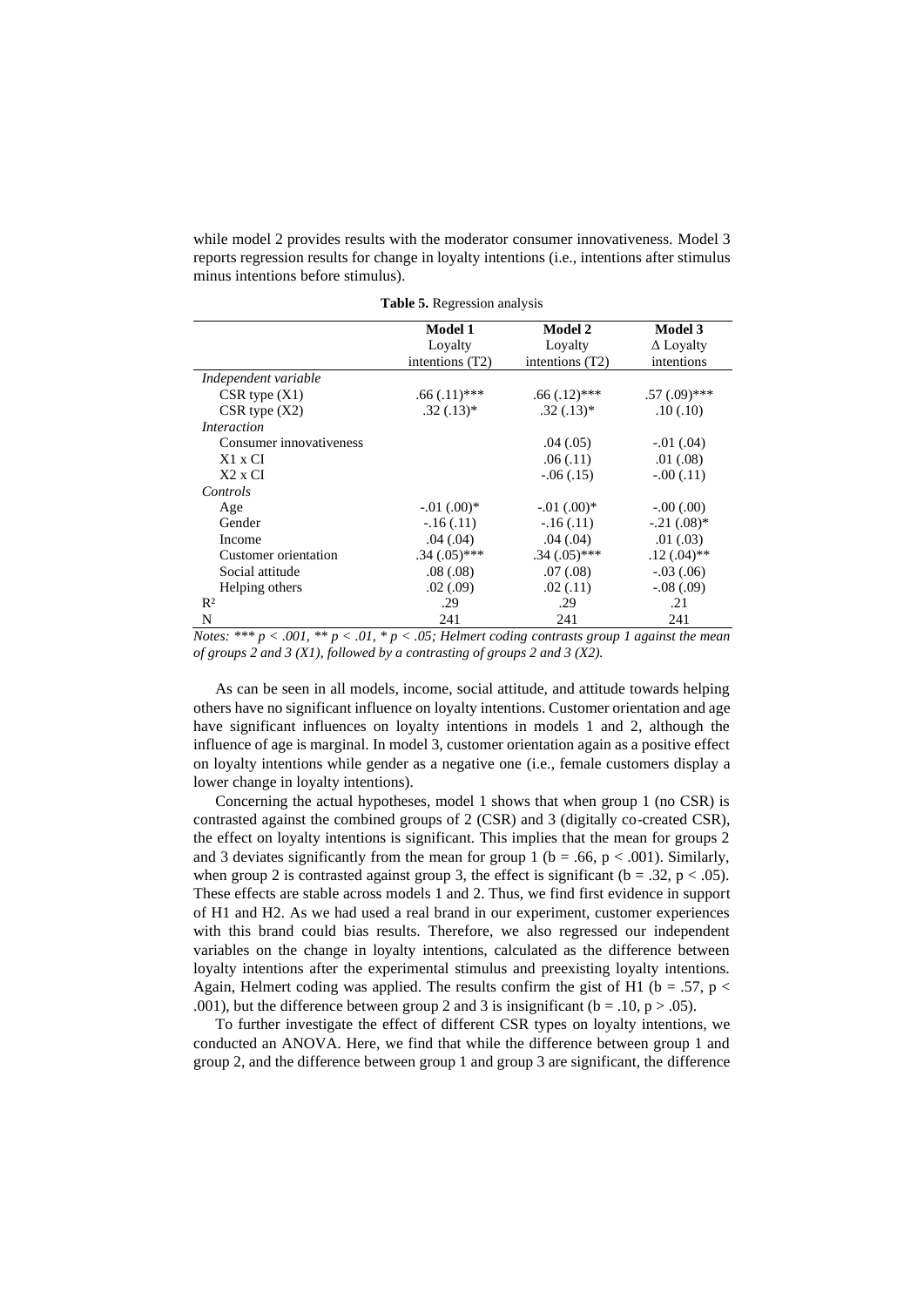while model 2 provides results with the moderator consumer innovativeness. Model 3 reports regression results for change in loyalty intentions (i.e., intentions after stimulus minus intentions before stimulus).

**Table 5.** Regression analysis

| | Model 1 Loyalty intentions (T2) | Model 2 Loyalty intentions (T2) | Model 3 Δ Loyalty intentions |
|---|---|---|---|
| *Independent variable* | | | |
| CSR type (X1) | .66 (.11)*** | .66 (.12)*** | .57 (.09)*** |
| CSR type (X2) | .32 (.13)* | .32 (.13)* | .10 (.10) |
| *Interaction* | | | |
| Consumer innovativeness | | .04 (.05) | -.01 (.04) |
| X1 x CI | | .06 (.11) | .01 (.08) |
| X2 x CI | | -.06 (.15) | -.00 (.11) |
| *Controls* | | | |
| Age | -.01 (.00)* | -.01 (.00)* | -.00 (.00) |
| Gender | -.16 (.11) | -.16 (.11) | -.21 (.08)* |
| Income | .04 (.04) | .04 (.04) | .01 (.03) |
| Customer orientation | .34 (.05)*** | .34 (.05)*** | .12 (.04)** |
| Social attitude | .08 (.08) | .07 (.08) | -.03 (.06) |
| Helping others | .02 (.09) | .02 (.11) | -.08 (.09) |
| $R^2$ | .29 | .29 | .21 |
| N | 241 | 241 | 241 |

*Notes: *** $p < .001$, ** $p < .01$, * $p < .05$; Helmert coding contrasts group 1 against the mean of groups 2 and 3 (X1), followed by a contrasting of groups 2 and 3 (X2).*

As can be seen in all models, income, social attitude, and attitude towards helping others have no significant influence on loyalty intentions. Customer orientation and age have significant influences on loyalty intentions in models 1 and 2, although the influence of age is marginal. In model 3, customer orientation again as a positive effect on loyalty intentions while gender as a negative one (i.e., female customers display a lower change in loyalty intentions).

Concerning the actual hypotheses, model 1 shows that when group 1 (no CSR) is contrasted against the combined groups of 2 (CSR) and 3 (digitally co-created CSR), the effect on loyalty intentions is significant. This implies that the mean for groups 2 and 3 deviates significantly from the mean for group 1 (b = .66, $p < .001$). Similarly, when group 2 is contrasted against group 3, the effect is significant (b = .32, $p < .05$). These effects are stable across models 1 and 2. Thus, we find first evidence in support of H1 and H2. As we had used a real brand in our experiment, customer experiences with this brand could bias results. Therefore, we also regressed our independent variables on the change in loyalty intentions, calculated as the difference between loyalty intentions after the experimental stimulus and preexisting loyalty intentions. Again, Helmert coding was applied. The results confirm the gist of H1 (b = .57, $p < .001$), but the difference between group 2 and 3 is insignificant (b = .10, $p > .05$).

To further investigate the effect of different CSR types on loyalty intentions, we conducted an ANOVA. Here, we find that while the difference between group 1 and group 2, and the difference between group 1 and group 3 are significant, the difference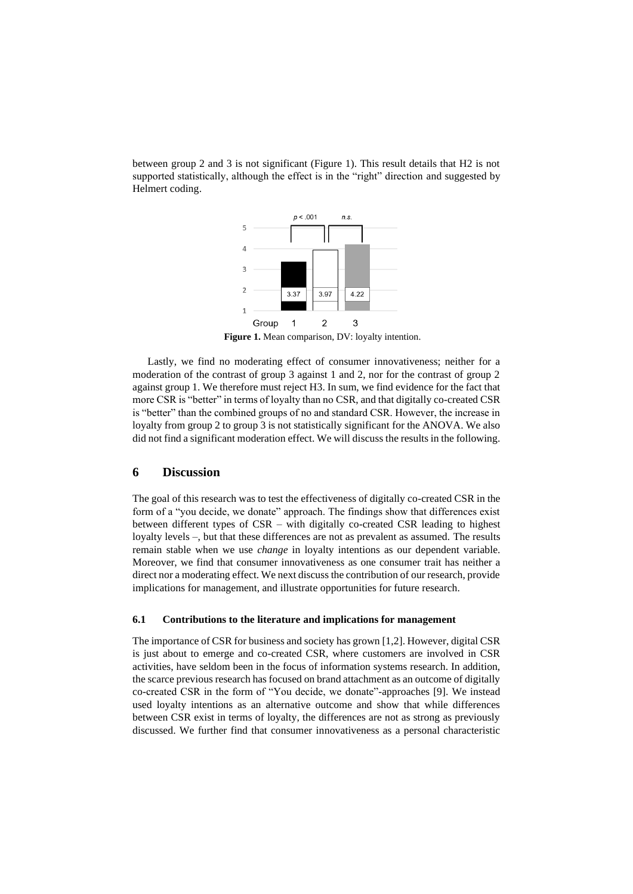between group 2 and 3 is not significant (Figure 1). This result details that H2 is not supported statistically, although the effect is in the "right" direction and suggested by Helmert coding.

**Figure 1.** Mean comparison, DV: loyalty intention.

Lastly, we find no moderating effect of consumer innovativeness; neither for a moderation of the contrast of group 3 against 1 and 2, nor for the contrast of group 2 against group 1. We therefore must reject H3. In sum, we find evidence for the fact that more CSR is "better" in terms of loyalty than no CSR, and that digitally co-created CSR is "better" than the combined groups of no and standard CSR. However, the increase in loyalty from group 2 to group 3 is not statistically significant for the ANOVA. We also did not find a significant moderation effect. We will discuss the results in the following.

# 6 Discussion

The goal of this research was to test the effectiveness of digitally co-created CSR in the form of a "you decide, we donate" approach. The findings show that differences exist between different types of CSR – with digitally co-created CSR leading to highest loyalty levels –, but that these differences are not as prevalent as assumed. The results remain stable when we use *change* in loyalty intentions as our dependent variable. Moreover, we find that consumer innovativeness as one consumer trait has neither a direct nor a moderating effect. We next discuss the contribution of our research, provide implications for management, and illustrate opportunities for future research.

## 6.1 Contributions to the literature and implications for management

The importance of CSR for business and society has grown [1,2]. However, digital CSR is just about to emerge and co-created CSR, where customers are involved in CSR activities, have seldom been in the focus of information systems research. In addition, the scarce previous research has focused on brand attachment as an outcome of digitally co-created CSR in the form of "You decide, we donate"-approaches [9]. We instead used loyalty intentions as an alternative outcome and show that while differences between CSR exist in terms of loyalty, the differences are not as strong as previously discussed. We further find that consumer innovativeness as a personal characteristic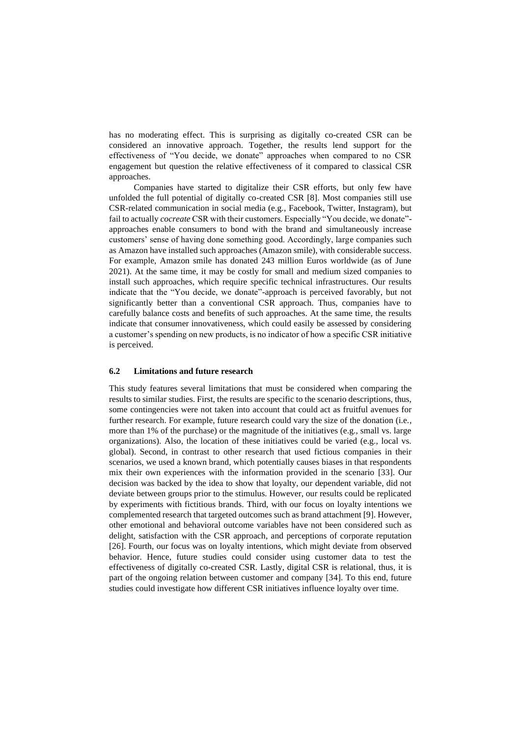has no moderating effect. This is surprising as digitally co-created CSR can be considered an innovative approach. Together, the results lend support for the effectiveness of "You decide, we donate" approaches when compared to no CSR engagement but question the relative effectiveness of it compared to classical CSR approaches.

Companies have started to digitalize their CSR efforts, but only few have unfolded the full potential of digitally co-created CSR [8]. Most companies still use CSR-related communication in social media (e.g., Facebook, Twitter, Instagram), but fail to actually *cocreate* CSR with their customers. Especially "You decide, we donate"-approaches enable consumers to bond with the brand and simultaneously increase customers' sense of having done something good. Accordingly, large companies such as Amazon have installed such approaches (Amazon smile), with considerable success. For example, Amazon smile has donated 243 million Euros worldwide (as of June 2021). At the same time, it may be costly for small and medium sized companies to install such approaches, which require specific technical infrastructures. Our results indicate that the "You decide, we donate"-approach is perceived favorably, but not significantly better than a conventional CSR approach. Thus, companies have to carefully balance costs and benefits of such approaches. At the same time, the results indicate that consumer innovativeness, which could easily be assessed by considering a customer's spending on new products, is no indicator of how a specific CSR initiative is perceived.

### 6.2 Limitations and future research

This study features several limitations that must be considered when comparing the results to similar studies. First, the results are specific to the scenario descriptions, thus, some contingencies were not taken into account that could act as fruitful avenues for further research. For example, future research could vary the size of the donation (i.e., more than 1% of the purchase) or the magnitude of the initiatives (e.g., small vs. large organizations). Also, the location of these initiatives could be varied (e.g., local vs. global). Second, in contrast to other research that used fictious companies in their scenarios, we used a known brand, which potentially causes biases in that respondents mix their own experiences with the information provided in the scenario [33]. Our decision was backed by the idea to show that loyalty, our dependent variable, did not deviate between groups prior to the stimulus. However, our results could be replicated by experiments with fictitious brands. Third, with our focus on loyalty intentions we complemented research that targeted outcomes such as brand attachment [9]. However, other emotional and behavioral outcome variables have not been considered such as delight, satisfaction with the CSR approach, and perceptions of corporate reputation [26]. Fourth, our focus was on loyalty intentions, which might deviate from observed behavior. Hence, future studies could consider using customer data to test the effectiveness of digitally co-created CSR. Lastly, digital CSR is relational, thus, it is part of the ongoing relation between customer and company [34]. To this end, future studies could investigate how different CSR initiatives influence loyalty over time.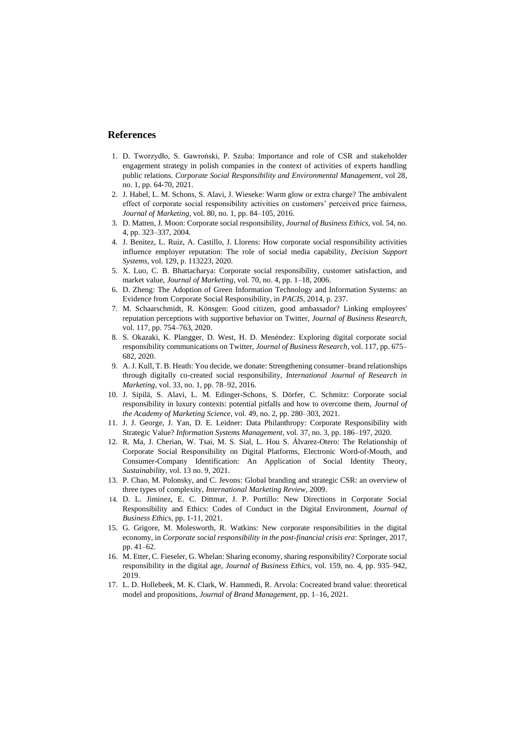## References

1. D. Tworzydło, S. Gawroński, P. Szuba: Importance and role of CSR and stakeholder engagement strategy in polish companies in the context of activities of experts handling public relations. *Corporate Social Responsibility and Environmental Management*, vol 28, no. 1, pp. 64-70, 2021.
2. J. Habel, L. M. Schons, S. Alavi, J. Wieseke: Warm glow or extra charge? The ambivalent effect of corporate social responsibility activities on customers' perceived price fairness, *Journal of Marketing*, vol. 80, no. 1, pp. 84–105, 2016.
3. D. Matten, J. Moon: Corporate social responsibility, *Journal of Business Ethics*, vol. 54, no. 4, pp. 323–337, 2004.
4. J. Benitez, L. Ruiz, A. Castillo, J. Llorens: How corporate social responsibility activities influence employer reputation: The role of social media capability, *Decision Support Systems*, vol. 129, p. 113223, 2020.
5. X. Luo, C. B. Bhattacharya: Corporate social responsibility, customer satisfaction, and market value, *Journal of Marketing*, vol. 70, no. 4, pp. 1–18, 2006.
6. D. Zheng: The Adoption of Green Information Technology and Information Systems: an Evidence from Corporate Social Responsibility, in *PACIS*, 2014, p. 237.
7. M. Schaarschmidt, R. Könsgen: Good citizen, good ambassador? Linking employees' reputation perceptions with supportive behavior on Twitter, *Journal of Business Research*, vol. 117, pp. 754–763, 2020.
8. S. Okazaki, K. Plangger, D. West, H. D. Menéndez: Exploring digital corporate social responsibility communications on Twitter, *Journal of Business Research*, vol. 117, pp. 675–682, 2020.
9. A. J. Kull, T. B. Heath: You decide, we donate: Strengthening consumer–brand relationships through digitally co-created social responsibility, *International Journal of Research in Marketing*, vol. 33, no. 1, pp. 78–92, 2016.
10. J. Sipilä, S. Alavi, L. M. Edinger-Schons, S. Dörfer, C. Schmitz: Corporate social responsibility in luxury contexts: potential pitfalls and how to overcome them, *Journal of the Academy of Marketing Science*, vol. 49, no. 2, pp. 280–303, 2021.
11. J. J. George, J. Yan, D. E. Leidner: Data Philanthropy: Corporate Responsibility with Strategic Value? *Information Systems Management*, vol. 37, no. 3, pp. 186–197, 2020.
12. R. Ma, J. Cherian, W. Tsai, M. S. Sial, L. Hou S. Álvarez-Otero: The Relationship of Corporate Social Responsibility on Digital Platforms, Electronic Word-of-Mouth, and Consumer-Company Identification: An Application of Social Identity Theory, *Sustainability*, vol. 13 no. 9, 2021.
13. P. Chao, M. Polonsky, and C. Jevons: Global branding and strategic CSR: an overview of three types of complexity, *International Marketing Review*, 2009.
14. D. L. Jiminez, E. C. Dittmar, J. P. Portillo: New Directions in Corporate Social Responsibility and Ethics: Codes of Conduct in the Digital Environment, *Journal of Business Ethics*, pp. 1-11, 2021.
15. G. Grigore, M. Molesworth, R. Watkins: New corporate responsibilities in the digital economy, in *Corporate social responsibility in the post-financial crisis era*: Springer, 2017, pp. 41–62.
16. M. Etter, C. Fieseler, G. Whelan: Sharing economy, sharing responsibility? Corporate social responsibility in the digital age, *Journal of Business Ethics*, vol. 159, no. 4, pp. 935–942, 2019.
17. L. D. Hollebeek, M. K. Clark, W. Hammedi, R. Arvola: Cocreated brand value: theoretical model and propositions, *Journal of Brand Management*, pp. 1–16, 2021.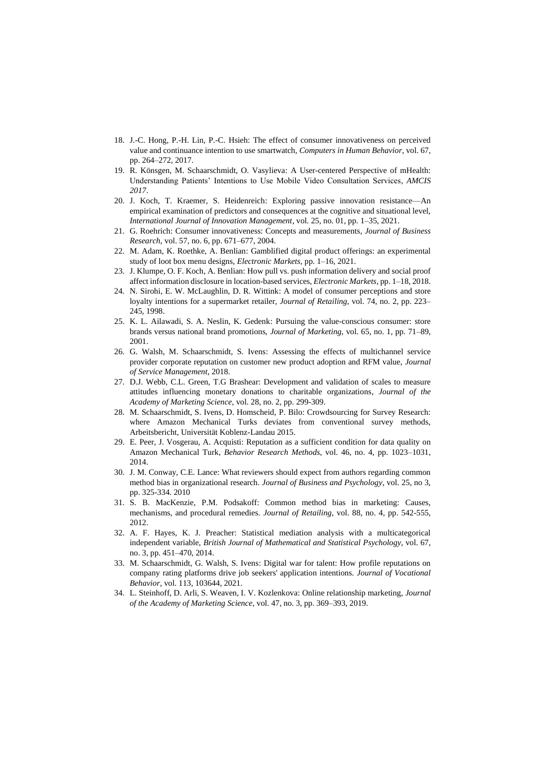18. J.-C. Hong, P.-H. Lin, P.-C. Hsieh: The effect of consumer innovativeness on perceived value and continuance intention to use smartwatch, *Computers in Human Behavior*, vol. 67, pp. 264–272, 2017.
19. R. Könsgen, M. Schaarschmidt, O. Vasylieva: A User-centered Perspective of mHealth: Understanding Patients' Intentions to Use Mobile Video Consultation Services, *AMCIS 2017*.
20. J. Koch, T. Kraemer, S. Heidenreich: Exploring passive innovation resistance—An empirical examination of predictors and consequences at the cognitive and situational level, *International Journal of Innovation Management*, vol. 25, no. 01, pp. 1–35, 2021.
21. G. Roehrich: Consumer innovativeness: Concepts and measurements, *Journal of Business Research*, vol. 57, no. 6, pp. 671–677, 2004.
22. M. Adam, K. Roethke, A. Benlian: Gamblified digital product offerings: an experimental study of loot box menu designs, *Electronic Markets*, pp. 1–16, 2021.
23. J. Klumpe, O. F. Koch, A. Benlian: How pull vs. push information delivery and social proof affect information disclosure in location-based services, *Electronic Markets*, pp. 1–18, 2018.
24. N. Sirohi, E. W. McLaughlin, D. R. Wittink: A model of consumer perceptions and store loyalty intentions for a supermarket retailer, *Journal of Retailing*, vol. 74, no. 2, pp. 223–245, 1998.
25. K. L. Ailawadi, S. A. Neslin, K. Gedenk: Pursuing the value-conscious consumer: store brands versus national brand promotions, *Journal of Marketing*, vol. 65, no. 1, pp. 71–89, 2001.
26. G. Walsh, M. Schaarschmidt, S. Ivens: Assessing the effects of multichannel service provider corporate reputation on customer new product adoption and RFM value, *Journal of Service Management*, 2018.
27. D.J. Webb, C.L. Green, T.G Brashear: Development and validation of scales to measure attitudes influencing monetary donations to charitable organizations, *Journal of the Academy of Marketing Science*, vol. 28, no. 2, pp. 299-309.
28. M. Schaarschmidt, S. Ivens, D. Homscheid, P. Bilo: Crowdsourcing for Survey Research: where Amazon Mechanical Turks deviates from conventional survey methods, Arbeitsbericht, Universität Koblenz-Landau 2015.
29. E. Peer, J. Vosgerau, A. Acquisti: Reputation as a sufficient condition for data quality on Amazon Mechanical Turk, *Behavior Research Methods*, vol. 46, no. 4, pp. 1023–1031, 2014.
30. J. M. Conway, C.E. Lance: What reviewers should expect from authors regarding common method bias in organizational research. *Journal of Business and Psychology*, vol. 25, no 3, pp. 325-334. 2010
31. S. B. MacKenzie, P.M. Podsakoff: Common method bias in marketing: Causes, mechanisms, and procedural remedies. *Journal of Retailing*, vol. 88, no. 4, pp. 542-555, 2012.
32. A. F. Hayes, K. J. Preacher: Statistical mediation analysis with a multicategorical independent variable, *British Journal of Mathematical and Statistical Psychology*, vol. 67, no. 3, pp. 451–470, 2014.
33. M. Schaarschmidt, G. Walsh, S. Ivens: Digital war for talent: How profile reputations on company rating platforms drive job seekers' application intentions. *Journal of Vocational Behavior*, vol. 113, 103644, 2021.
34. L. Steinhoff, D. Arli, S. Weaven, I. V. Kozlenkova: Online relationship marketing, *Journal of the Academy of Marketing Science*, vol. 47, no. 3, pp. 369–393, 2019.